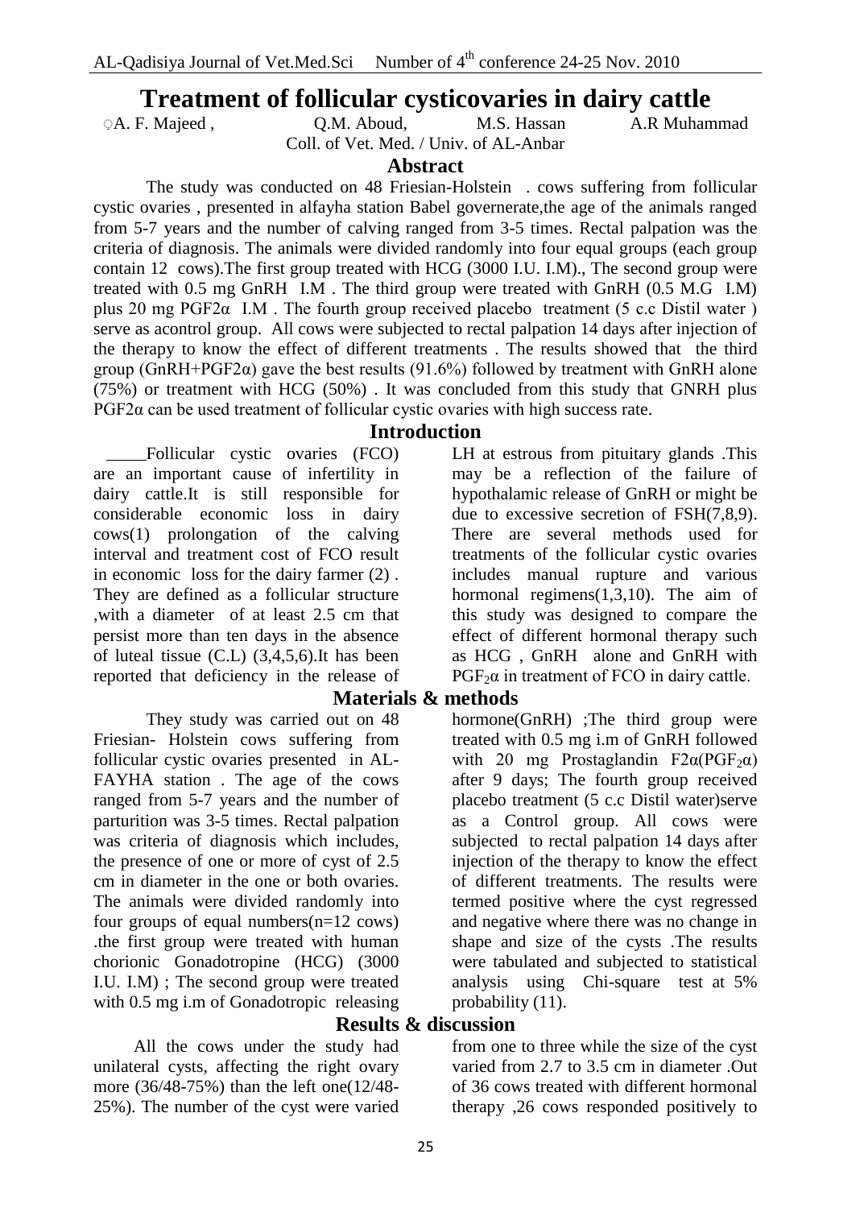# Treatment of follicular cysticovaries in dairy cattle

A. F. Majeed , Q.M. Aboud, M.S. Hassan A.R Muhammad

Coll. of Vet. Med. / Univ. of AL-Anbar

## Abstract

The study was conducted on 48 Friesian-Holstein . cows suffering from follicular cystic ovaries , presented in alfayha station Babel governerate,the age of the animals ranged from 5-7 years and the number of calving ranged from 3-5 times. Rectal palpation was the criteria of diagnosis. The animals were divided randomly into four equal groups (each group contain 12 cows).The first group treated with HCG (3000 I.U. I.M)., The second group were treated with 0.5 mg GnRH I.M . The third group were treated with GnRH (0.5 M.G I.M) plus 20 mg PGF2α I.M . The fourth group received placebo treatment (5 c.c Distil water ) serve as acontrol group. All cows were subjected to rectal palpation 14 days after injection of the therapy to know the effect of different treatments . The results showed that the third group (GnRH+PGF2α) gave the best results (91.6%) followed by treatment with GnRH alone (75%) or treatment with HCG (50%) . It was concluded from this study that GNRH plus PGF2α can be used treatment of follicular cystic ovaries with high success rate.

## Introduction

Follicular cystic ovaries (FCO) are an important cause of infertility in dairy cattle.It is still responsible for considerable economic loss in dairy cows(1) prolongation of the calving interval and treatment cost of FCO result in economic loss for the dairy farmer (2) . They are defined as a follicular structure ,with a diameter of at least 2.5 cm that persist more than ten days in the absence of luteal tissue (C.L) (3,4,5,6).It has been reported that deficiency in the release of LH at estrous from pituitary glands .This may be a reflection of the failure of hypothalamic release of GnRH or might be due to excessive secretion of FSH(7,8,9). There are several methods used for treatments of the follicular cystic ovaries includes manual rupture and various hormonal regimens(1,3,10). The aim of this study was designed to compare the effect of different hormonal therapy such as HCG , GnRH alone and GnRH with $PGF_2\alpha$ in treatment of FCO in dairy cattle.

## Materials & methods

They study was carried out on 48 Friesian- Holstein cows suffering from follicular cystic ovaries presented in AL-FAYHA station . The age of the cows ranged from 5-7 years and the number of parturition was 3-5 times. Rectal palpation was criteria of diagnosis which includes, the presence of one or more of cyst of 2.5 cm in diameter in the one or both ovaries. The animals were divided randomly into four groups of equal numbers(n=12 cows) .the first group were treated with human chorionic Gonadotropine (HCG) (3000 I.U. I.M) ; The second group were treated with 0.5 mg i.m of Gonadotropic releasing hormone(GnRH) ;The third group were treated with 0.5 mg i.m of GnRH followed with 20 mg Prostaglandin F2α($PGF_2\alpha$) after 9 days; The fourth group received placebo treatment (5 c.c Distil water)serve as a Control group. All cows were subjected to rectal palpation 14 days after injection of the therapy to know the effect of different treatments. The results were termed positive where the cyst regressed and negative where there was no change in shape and size of the cysts .The results were tabulated and subjected to statistical analysis using Chi-square test at 5% probability (11).

## Results & discussion

All the cows under the study had unilateral cysts, affecting the right ovary more (36/48-75%) than the left one(12/48-25%). The number of the cyst were varied from one to three while the size of the cyst varied from 2.7 to 3.5 cm in diameter .Out of 36 cows treated with different hormonal therapy ,26 cows responded positively to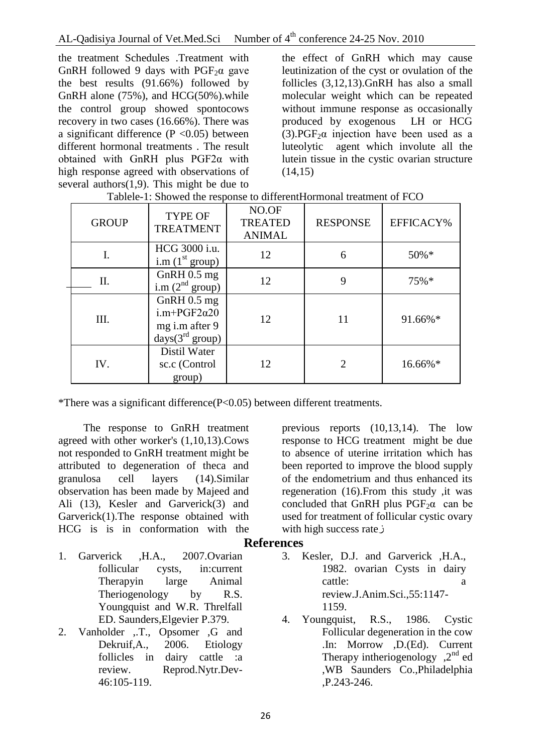the treatment Schedules .Treatment with GnRH followed 9 days with $PGF_2\alpha$ gave the best results (91.66%) followed by GnRH alone (75%), and HCG(50%).while the control group showed spontocows recovery in two cases (16.66%). There was a significant difference ($P < 0.05$) between different hormonal treatments . The result obtained with GnRH plus $PGF2\alpha$ with high response agreed with observations of several authors(1,9). This might be due to the effect of GnRH which may cause leutinization of the cyst or ovulation of the follicles (3,12,13).GnRH has also a small molecular weight which can be repeated without immune response as occasionally produced by exogenous LH or HCG (3).$PGF_2\alpha$ injection have been used as a luteolytic agent which involute all the lutein tissue in the cystic ovarian structure (14,15)

Tablele-1: Showed the response to differentHormonal treatment of FCO

| GROUP | TYPE OF TREATMENT | NO.OF TREATED ANIMAL | RESPONSE | EFFICACY% |
|---|---|---|---|---|
| I. | HCG 3000 i.u. i.m (1st group) | 12 | 6 | 50%* |
| II. | GnRH 0.5 mg i.m (2nd group) | 12 | 9 | 75%* |
| III. | GnRH 0.5 mg i.m+$PGF2\alpha$20 mg i.m after 9 days(3rd group) | 12 | 11 | 91.66%* |
| IV. | Distil Water sc.c (Control group) | 12 | 2 | 16.66%* |

*There was a significant difference($P<0.05$) between different treatments.

The response to GnRH treatment agreed with other worker's (1,10,13).Cows not responded to GnRH treatment might be attributed to degeneration of theca and granulosa cell layers (14).Similar observation has been made by Majeed and Ali (13), Kesler and Garverick(3) and Garverick(1).The response obtained with HCG is is in conformation with the previous reports (10,13,14). The low response to HCG treatment might be due to absence of uterine irritation which has been reported to improve the blood supply of the endometrium and thus enhanced its regeneration (16).From this study ,it was concluded that GnRH plus $PGF_2\alpha$ can be used for treatment of follicular cystic ovary with high success rateز

## References

1. Garverick ,H.A., 2007.Ovarian follicular cysts, in:current Therapyin large Animal Theriogenology by R.S. Youngquist and W.R. Threlfall ED. Saunders,Elgevier P.379.
2. Vanholder ,.T., Opsomer ,G and Dekruif,A., 2006. Etiology follicles in dairy cattle :a review. Reprod.Nytr.Dev-46:105-119.
3. Kesler, D.J. and Garverick ,H.A., 1982. ovarian Cysts in dairy cattle: a review.J.Anim.Sci.,55:1147-1159.
4. Youngquist, R.S., 1986. Cystic Follicular degeneration in the cow .In: Morrow ,D.(Ed). Current Therapy intheriogenology ,2nd ed ,WB Saunders Co.,Philadelphia ,P.243-246.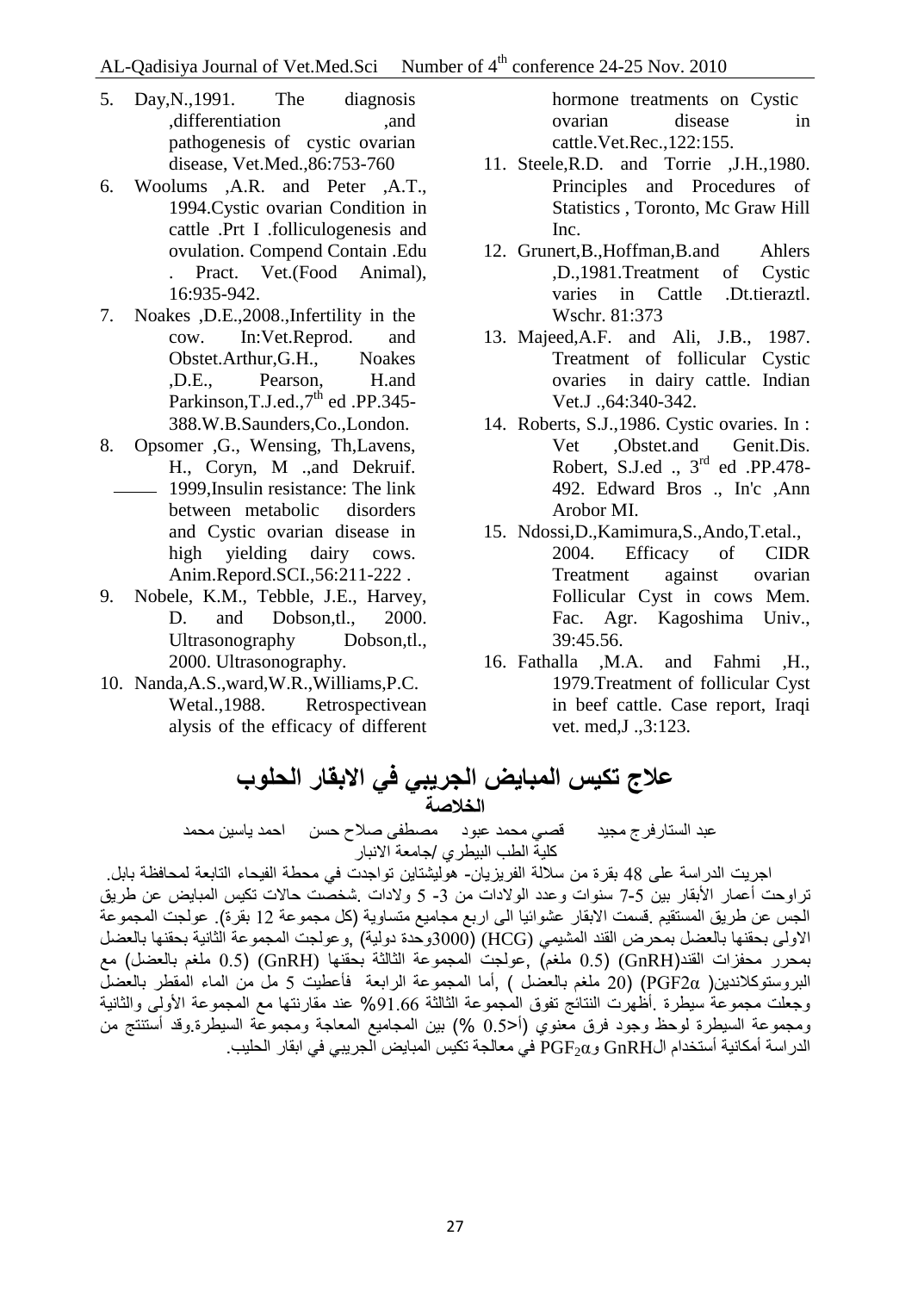5. Day,N.,1991. The diagnosis ,differentiation ,and pathogenesis of cystic ovarian disease, Vet.Med.,86:753-760
6. Woolums ,A.R. and Peter ,A.T., 1994.Cystic ovarian Condition in cattle .Prt I .folliculogenesis and ovulation. Compend Contain .Edu . Pract. Vet.(Food Animal), 16:935-942.
7. Noakes ,D.E.,2008.,Infertility in the cow. In:Vet.Reprod. and Obstet.Arthur,G.H., Noakes ,D.E., Pearson, H.and Parkinson,T.J.ed.,7th ed .PP.345-388.W.B.Saunders,Co.,London.
8. Opsomer ,G., Wensing, Th,Lavens, H., Coryn, M .,and Dekruif. 1999,Insulin resistance: The link between metabolic disorders and Cystic ovarian disease in high yielding dairy cows. Anim.Repord.SCI.,56:211-222 .
9. Nobele, K.M., Tebble, J.E., Harvey, D. and Dobson,tl., 2000. Ultrasonography Dobson,tl., 2000. Ultrasonography.
10. Nanda,A.S.,ward,W.R.,Williams,P.C. Wetal.,1988. Retrospectivean alysis of the efficacy of different hormone treatments on Cystic ovarian disease in cattle.Vet.Rec.,122:155.
11. Steele,R.D. and Torrie ,J.H.,1980. Principles and Procedures of Statistics , Toronto, Mc Graw Hill Inc.
12. Grunert,B.,Hoffman,B.and Ahlers ,D.,1981.Treatment of Cystic varies in Cattle .Dt.tieraztl. Wschr. 81:373
13. Majeed,A.F. and Ali, J.B., 1987. Treatment of follicular Cystic ovaries in dairy cattle. Indian Vet.J .,64:340-342.
14. Roberts, S.J.,1986. Cystic ovaries. In : Vet ,Obstet.and Genit.Dis. Robert, S.J.ed ., 3rd ed .PP.478-492. Edward Bros ., In'c ,Ann Arobor MI.
15. Ndossi,D.,Kamimura,S.,Ando,T.etal., 2004. Efficacy of CIDR Treatment against ovarian Follicular Cyst in cows Mem. Fac. Agr. Kagoshima Univ., 39:45.56.
16. Fathalla ,M.A. and Fahmi ,H., 1979.Treatment of follicular Cyst in beef cattle. Case report, Iraqi vet. med,J .,3:123.

# علاج تكيس المبايض الجريبي في الابقار الحلوب

## الخلاصة

عبد الستارفرج مجيد قصي محمد عبود مصطفى صلاح حسن احمد ياسين محمد

كلية الطب البيطري /جامعة الانبار

اجريت الدراسة على 48 بقرة من سلالة الفريزيان- هولشتاين تواجدت في محطة الفيحاء التابعة لمحافظة بابل. تراوحت أعمار الأبقار بين 5-7 سنوات وعدد الولادات من 3- 5 ولادات .شخصت حالات تكيس المبايض عن طريق الجس عن طريق المستقيم .قسمت الابقار عشوائيا الى اربع مجاميع متساوية (كل مجموعة 12 بقرة). عولجت المجموعة الاولى بحقنها بالعضل بمحرض القند المشيمي (HCG) (3000وحدة دولية) ,وعولجت المجموعة الثانية بحقنها بالعضل بمحرر محفزات القند(GnRH) (0.5 ملغم) ,عولجت المجموعة الثالثة بحقنها (GnRH) (0.5 ملغم بالعضل) مع البروستوكلاندين( $PGF2\alpha$) (20 ملغم بالعضل ) ,أما المجموعة الرابعة فأعطيت 5 مل من الماء المقطر بالعضل وجعلت مجموعة سيطرة .أظهرت النتائج تفوق المجموعة الثالثة 91.66% عند مقارنتها مع المجموعة الأولى والثانية ومجموعة السيطرة لوحظ وجود فرق معنوي (أ<0.5 %) بين المجاميع المعاجة ومجموعة السيطرة.وقد أستنتج من الدراسة أمكانية أستخدام الGnRH و$PGF_2\alpha$ في معالجة تكيس المبايض الجريبي في ابقار الحليب.